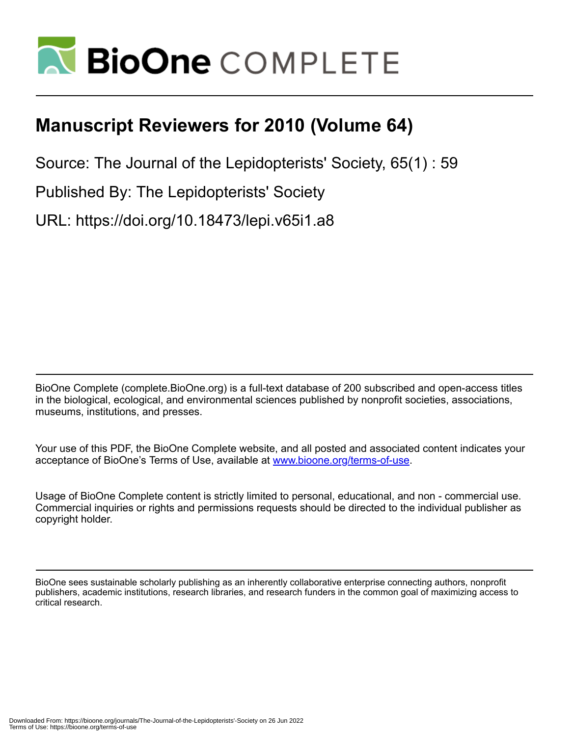# Manuscript Reviewers for 2010 (Volume 64)

Source: The Journal of the Lepidopterists' Society, 65(1) : 59

Published By: The Lepidopterists' Society

URL: https://doi.org/10.18473/lepi.v65i1.a8

BioOne Complete (complete.BioOne.org) is a full-text database of 200 subscribed and open-access titles in the biological, ecological, and environmental sciences published by nonprofit societies, associations, museums, institutions, and presses.

Your use of this PDF, the BioOne Complete website, and all posted and associated content indicates your acceptance of BioOne's Terms of Use, available at www.bioone.org/terms-of-use.

Usage of BioOne Complete content is strictly limited to personal, educational, and non - commercial use. Commercial inquiries or rights and permissions requests should be directed to the individual publisher as copyright holder.

BioOne sees sustainable scholarly publishing as an inherently collaborative enterprise connecting authors, nonprofit publishers, academic institutions, research libraries, and research funders in the common goal of maximizing access to critical research.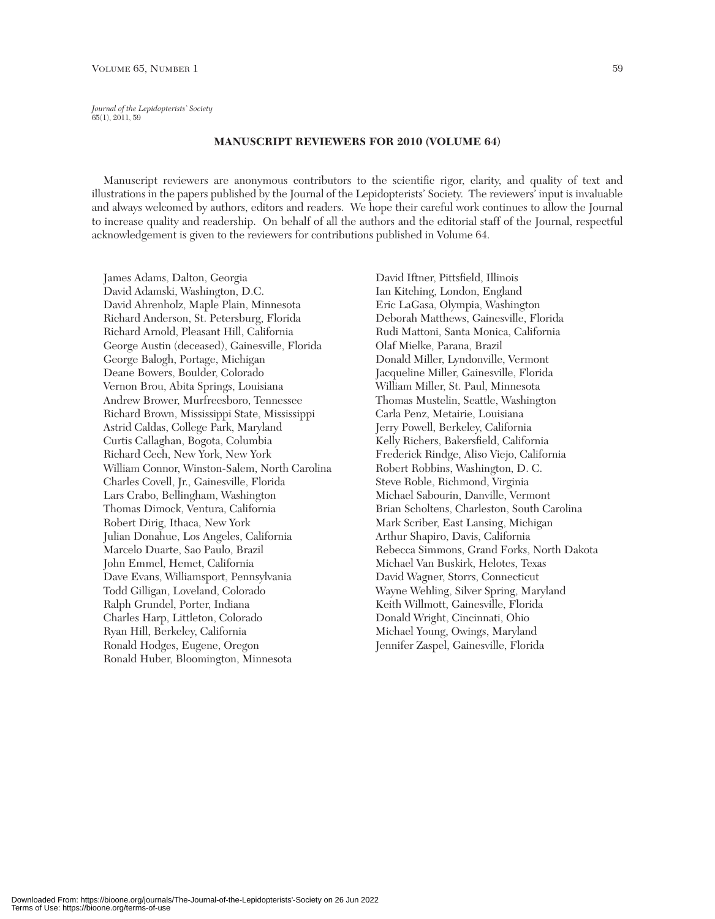*Journal of the Lepidopterists' Society*
65(1), 2011, 59

## MANUSCRIPT REVIEWERS FOR 2010 (VOLUME 64)

Manuscript reviewers are anonymous contributors to the scientific rigor, clarity, and quality of text and illustrations in the papers published by the Journal of the Lepidopterists' Society. The reviewers' input is invaluable and always welcomed by authors, editors and readers. We hope their careful work continues to allow the Journal to increase quality and readership. On behalf of all the authors and the editorial staff of the Journal, respectful acknowledgement is given to the reviewers for contributions published in Volume 64.

James Adams, Dalton, Georgia
David Adamski, Washington, D.C.
David Ahrenholz, Maple Plain, Minnesota
Richard Anderson, St. Petersburg, Florida
Richard Arnold, Pleasant Hill, California
George Austin (deceased), Gainesville, Florida
George Balogh, Portage, Michigan
Deane Bowers, Boulder, Colorado
Vernon Brou, Abita Springs, Louisiana
Andrew Brower, Murfreesboro, Tennessee
Richard Brown, Mississippi State, Mississippi
Astrid Caldas, College Park, Maryland
Curtis Callaghan, Bogota, Columbia
Richard Cech, New York, New York
William Connor, Winston-Salem, North Carolina
Charles Covell, Jr., Gainesville, Florida
Lars Crabo, Bellingham, Washington
Thomas Dimock, Ventura, California
Robert Dirig, Ithaca, New York
Julian Donahue, Los Angeles, California
Marcelo Duarte, Sao Paulo, Brazil
John Emmel, Hemet, California
Dave Evans, Williamsport, Pennsylvania
Todd Gilligan, Loveland, Colorado
Ralph Grundel, Porter, Indiana
Charles Harp, Littleton, Colorado
Ryan Hill, Berkeley, California
Ronald Hodges, Eugene, Oregon
Ronald Huber, Bloomington, Minnesota
David Iftner, Pittsfield, Illinois
Ian Kitching, London, England
Eric LaGasa, Olympia, Washington
Deborah Matthews, Gainesville, Florida
Rudi Mattoni, Santa Monica, California
Olaf Mielke, Parana, Brazil
Donald Miller, Lyndonville, Vermont
Jacqueline Miller, Gainesville, Florida
William Miller, St. Paul, Minnesota
Thomas Mustelin, Seattle, Washington
Carla Penz, Metairie, Louisiana
Jerry Powell, Berkeley, California
Kelly Richers, Bakersfield, California
Frederick Rindge, Aliso Viejo, California
Robert Robbins, Washington, D. C.
Steve Roble, Richmond, Virginia
Michael Sabourin, Danville, Vermont
Brian Scholtens, Charleston, South Carolina
Mark Scriber, East Lansing, Michigan
Arthur Shapiro, Davis, California
Rebecca Simmons, Grand Forks, North Dakota
Michael Van Buskirk, Helotes, Texas
David Wagner, Storrs, Connecticut
Wayne Wehling, Silver Spring, Maryland
Keith Willmott, Gainesville, Florida
Donald Wright, Cincinnati, Ohio
Michael Young, Owings, Maryland
Jennifer Zaspel, Gainesville, Florida